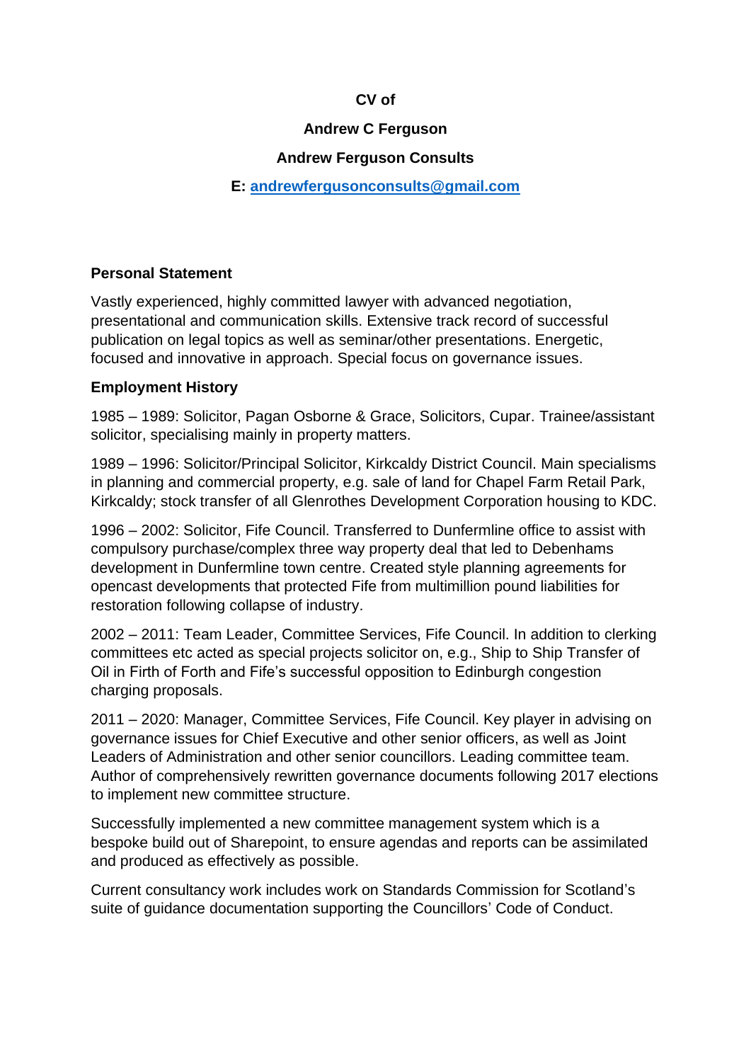**CV of**

**Andrew C Ferguson**

**Andrew Ferguson Consults**

**E: [andrewfergusonconsults@gmail.com](mailto:andrewfergusonconsults@gmail.com)**

## Personal Statement

Vastly experienced, highly committed lawyer with advanced negotiation, presentational and communication skills. Extensive track record of successful publication on legal topics as well as seminar/other presentations. Energetic, focused and innovative in approach. Special focus on governance issues.

## Employment History

1985 – 1989: Solicitor, Pagan Osborne & Grace, Solicitors, Cupar. Trainee/assistant solicitor, specialising mainly in property matters.

1989 – 1996: Solicitor/Principal Solicitor, Kirkcaldy District Council. Main specialisms in planning and commercial property, e.g. sale of land for Chapel Farm Retail Park, Kirkcaldy; stock transfer of all Glenrothes Development Corporation housing to KDC.

1996 – 2002: Solicitor, Fife Council. Transferred to Dunfermline office to assist with compulsory purchase/complex three way property deal that led to Debenhams development in Dunfermline town centre. Created style planning agreements for opencast developments that protected Fife from multimillion pound liabilities for restoration following collapse of industry.

2002 – 2011: Team Leader, Committee Services, Fife Council. In addition to clerking committees etc acted as special projects solicitor on, e.g., Ship to Ship Transfer of Oil in Firth of Forth and Fife's successful opposition to Edinburgh congestion charging proposals.

2011 – 2020: Manager, Committee Services, Fife Council. Key player in advising on governance issues for Chief Executive and other senior officers, as well as Joint Leaders of Administration and other senior councillors. Leading committee team. Author of comprehensively rewritten governance documents following 2017 elections to implement new committee structure.

Successfully implemented a new committee management system which is a bespoke build out of Sharepoint, to ensure agendas and reports can be assimilated and produced as effectively as possible.

Current consultancy work includes work on Standards Commission for Scotland's suite of guidance documentation supporting the Councillors' Code of Conduct.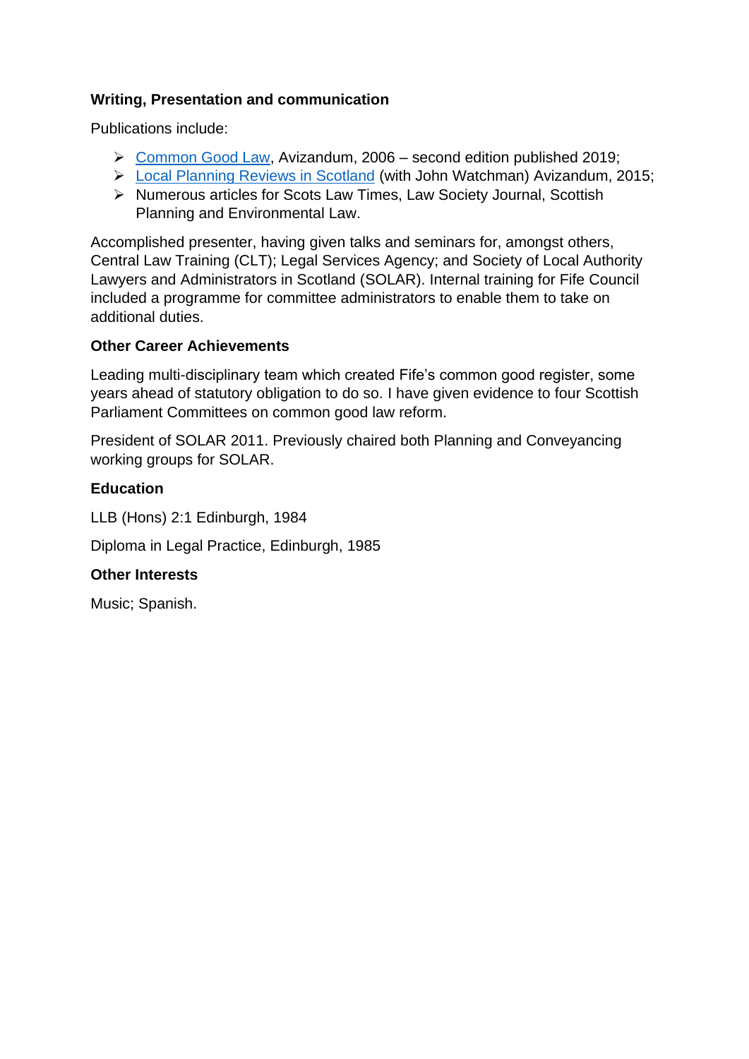**Writing, Presentation and communication**

Publications include:

- Common Good Law, Avizandum, 2006 – second edition published 2019;
- Local Planning Reviews in Scotland (with John Watchman) Avizandum, 2015;
- Numerous articles for Scots Law Times, Law Society Journal, Scottish Planning and Environmental Law.

Accomplished presenter, having given talks and seminars for, amongst others, Central Law Training (CLT); Legal Services Agency; and Society of Local Authority Lawyers and Administrators in Scotland (SOLAR). Internal training for Fife Council included a programme for committee administrators to enable them to take on additional duties.

**Other Career Achievements**

Leading multi-disciplinary team which created Fife's common good register, some years ahead of statutory obligation to do so. I have given evidence to four Scottish Parliament Committees on common good law reform.

President of SOLAR 2011. Previously chaired both Planning and Conveyancing working groups for SOLAR.

**Education**

LLB (Hons) 2:1 Edinburgh, 1984

Diploma in Legal Practice, Edinburgh, 1985

**Other Interests**

Music; Spanish.